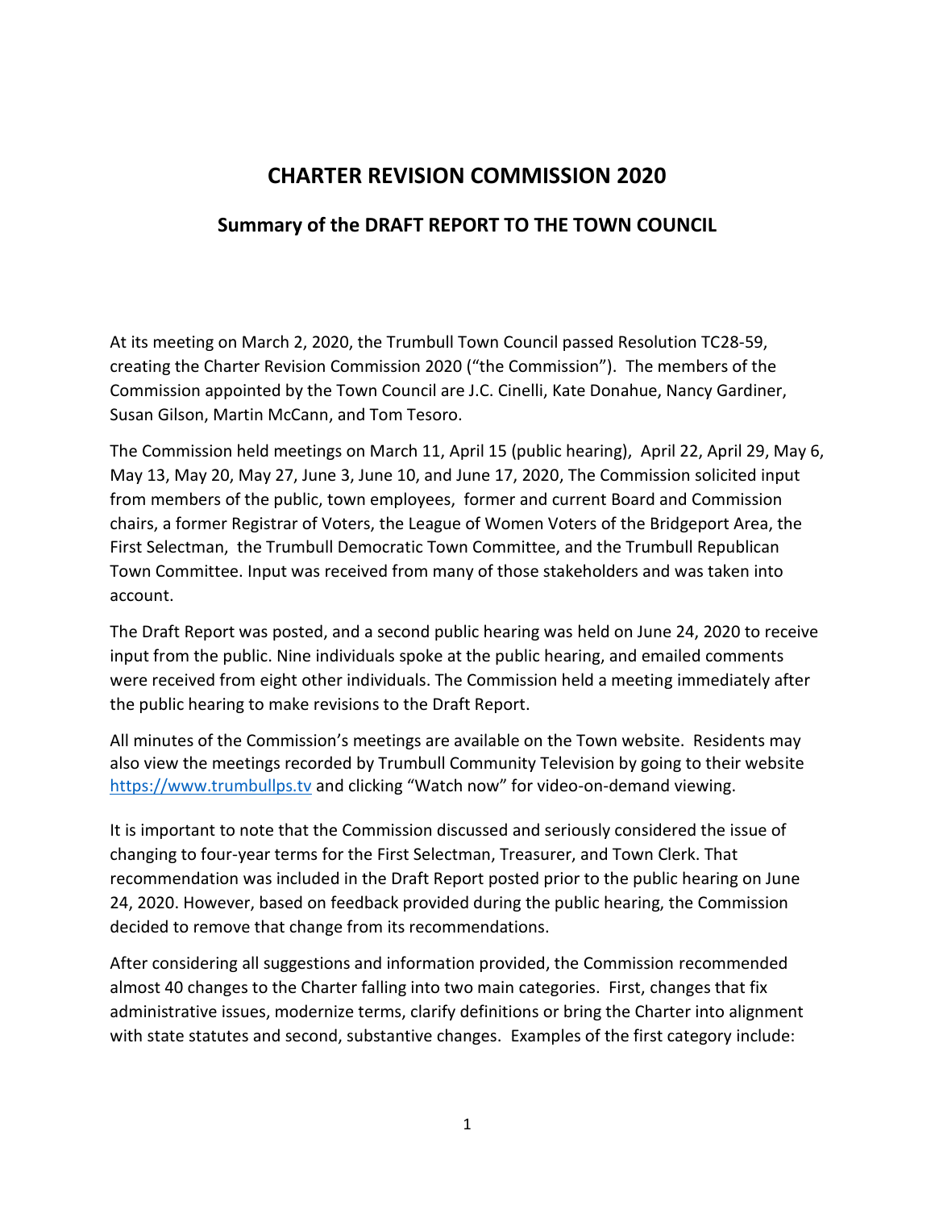# CHARTER REVISION COMMISSION 2020

## Summary of the DRAFT REPORT TO THE TOWN COUNCIL

At its meeting on March 2, 2020, the Trumbull Town Council passed Resolution TC28-59, creating the Charter Revision Commission 2020 ("the Commission"). The members of the Commission appointed by the Town Council are J.C. Cinelli, Kate Donahue, Nancy Gardiner, Susan Gilson, Martin McCann, and Tom Tesoro.

The Commission held meetings on March 11, April 15 (public hearing), April 22, April 29, May 6, May 13, May 20, May 27, June 3, June 10, and June 17, 2020, The Commission solicited input from members of the public, town employees, former and current Board and Commission chairs, a former Registrar of Voters, the League of Women Voters of the Bridgeport Area, the First Selectman, the Trumbull Democratic Town Committee, and the Trumbull Republican Town Committee. Input was received from many of those stakeholders and was taken into account.

The Draft Report was posted, and a second public hearing was held on June 24, 2020 to receive input from the public. Nine individuals spoke at the public hearing, and emailed comments were received from eight other individuals. The Commission held a meeting immediately after the public hearing to make revisions to the Draft Report.

All minutes of the Commission's meetings are available on the Town website. Residents may also view the meetings recorded by Trumbull Community Television by going to their website [https://www.trumbullps.tv](https://www.trumbullps.tv) and clicking "Watch now" for video-on-demand viewing.

It is important to note that the Commission discussed and seriously considered the issue of changing to four-year terms for the First Selectman, Treasurer, and Town Clerk. That recommendation was included in the Draft Report posted prior to the public hearing on June 24, 2020. However, based on feedback provided during the public hearing, the Commission decided to remove that change from its recommendations.

After considering all suggestions and information provided, the Commission recommended almost 40 changes to the Charter falling into two main categories. First, changes that fix administrative issues, modernize terms, clarify definitions or bring the Charter into alignment with state statutes and second, substantive changes. Examples of the first category include: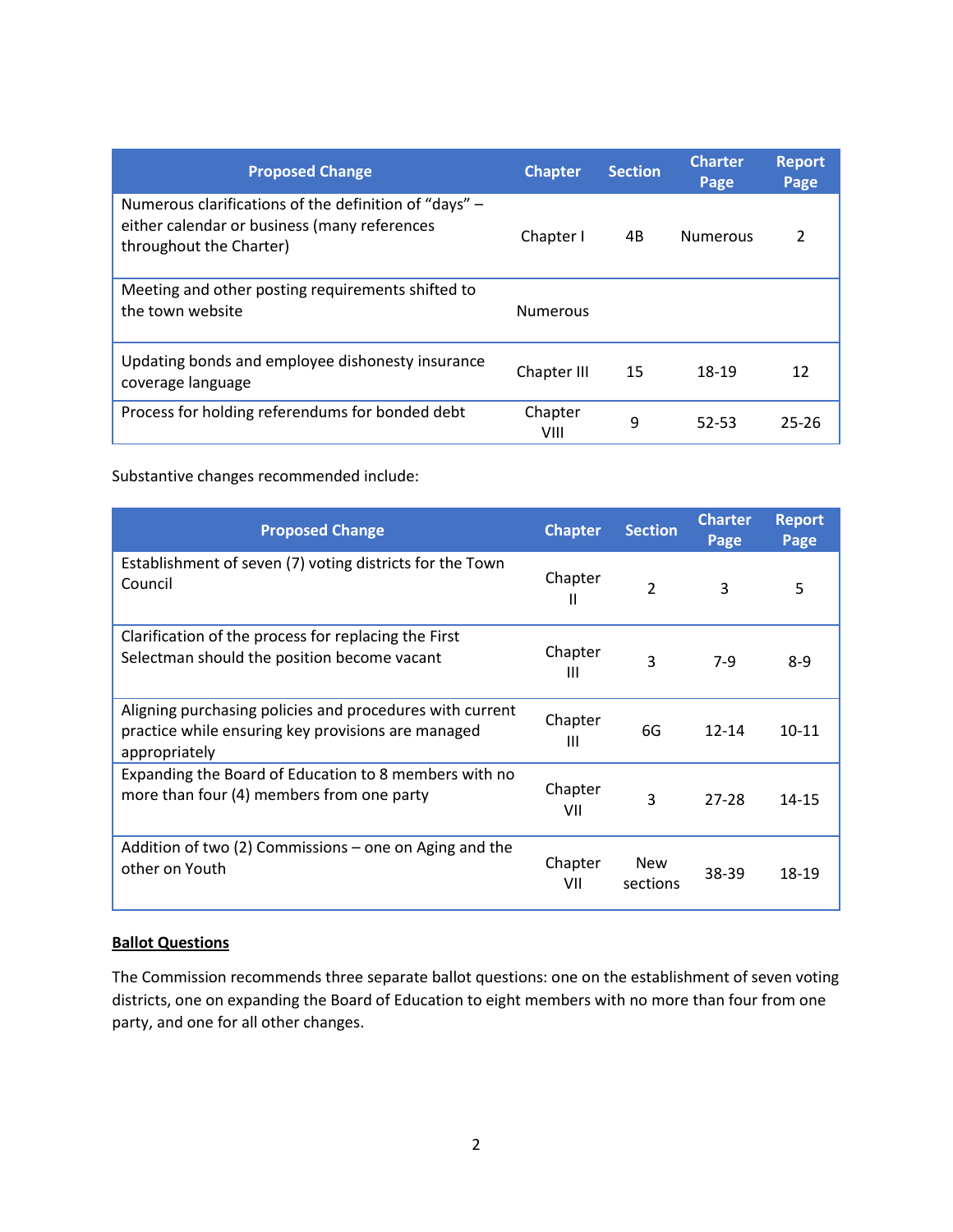| Proposed Change | Chapter | Section | Charter Page | Report Page |
|---|---|---|---|---|
| Numerous clarifications of the definition of "days" – either calendar or business (many references throughout the Charter) | Chapter I | 4B | Numerous | 2 |
| Meeting and other posting requirements shifted to the town website | Numerous | | | |
| Updating bonds and employee dishonesty insurance coverage language | Chapter III | 15 | 18-19 | 12 |
| Process for holding referendums for bonded debt | Chapter VIII | 9 | 52-53 | 25-26 |

Substantive changes recommended include:

| Proposed Change | Chapter | Section | Charter Page | Report Page |
|---|---|---|---|---|
| Establishment of seven (7) voting districts for the Town Council | Chapter II | 2 | 3 | 5 |
| Clarification of the process for replacing the First Selectman should the position become vacant | Chapter III | 3 | 7-9 | 8-9 |
| Aligning purchasing policies and procedures with current practice while ensuring key provisions are managed appropriately | Chapter III | 6G | 12-14 | 10-11 |
| Expanding the Board of Education to 8 members with no more than four (4) members from one party | Chapter VII | 3 | 27-28 | 14-15 |
| Addition of two (2) Commissions – one on Aging and the other on Youth | Chapter VII | New sections | 38-39 | 18-19 |

**Ballot Questions**

The Commission recommends three separate ballot questions: one on the establishment of seven voting districts, one on expanding the Board of Education to eight members with no more than four from one party, and one for all other changes.